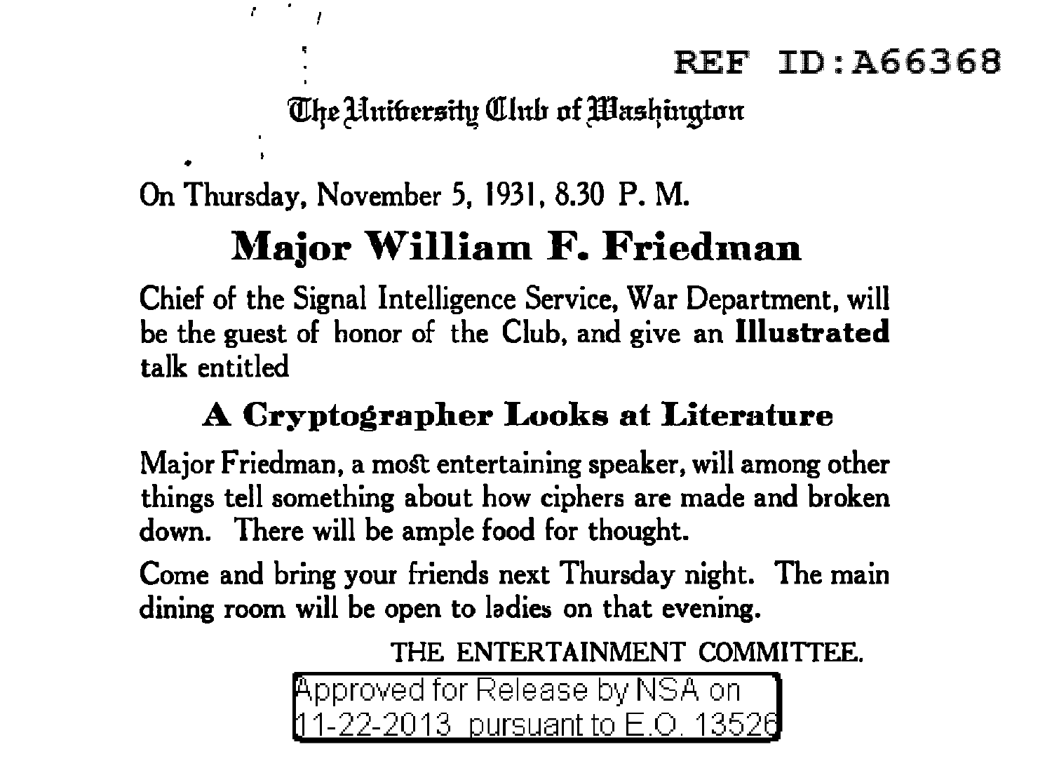REF ID:A66368

The University Club of Washington

On Thursday, November 5, 1931, 8.30 P. M.

# Major William F. Friedman

Chief of the Signal Intelligence Service, War Department, will be the guest of honor of the Club, and give an **Illustrated** talk entitled

## A Cryptographer Looks at Literature

Major Friedman, a most entertaining speaker, will among other things tell something about how ciphers are made and broken down. There will be ample food for thought.

Come and bring your friends next Thursday night. The main dining room will be open to ladies on that evening.

THE ENTERTAINMENT COMMITTEE.

Approved for Release by NSA on 11-22-2013 pursuant to E.O. 13526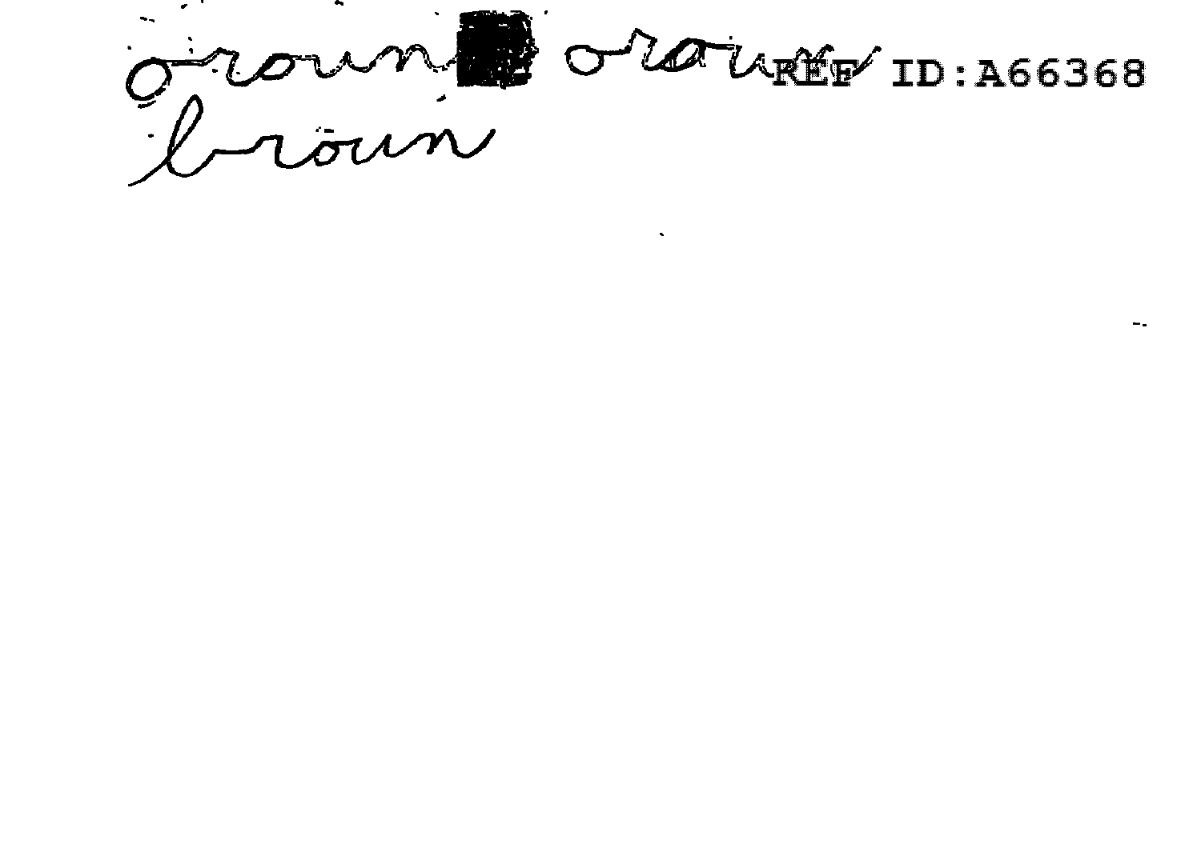oroun ■ orau

broun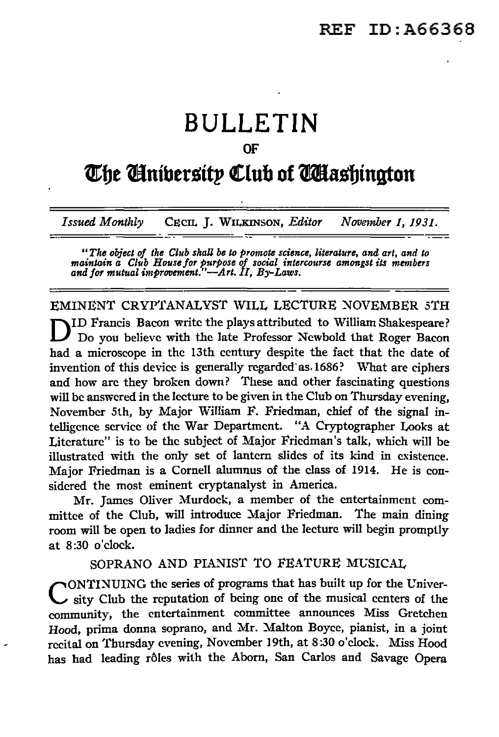REF ID:A66368

# BULLETIN

OF

# The University Club of Washington

*Issued Monthly* CECIL J. WILKINSON, *Editor* *November 1, 1931.*

*"The object of the Club shall be to promote science, literature, and art, and to maintain a Club House for purpose of social intercourse amongst its members and for mutual improvement."—Art. II, By-Laws.*

## EMINENT CRYPTANALYST WILL LECTURE NOVEMBER 5TH

DID Francis Bacon write the plays attributed to William Shakespeare? Do you believe with the late Professor Newbold that Roger Bacon had a microscope in the 13th century despite the fact that the date of invention of this device is generally regarded as 1686? What are ciphers and how are they broken down? These and other fascinating questions will be answered in the lecture to be given in the Club on Thursday evening, November 5th, by Major William F. Friedman, chief of the signal intelligence service of the War Department. "A Cryptographer Looks at Literature" is to be the subject of Major Friedman's talk, which will be illustrated with the only set of lantern slides of its kind in existence. Major Friedman is a Cornell alumnus of the class of 1914. He is considered the most eminent cryptanalyst in America.

Mr. James Oliver Murdock, a member of the entertainment committee of the Club, will introduce Major Friedman. The main dining room will be open to ladies for dinner and the lecture will begin promptly at 8:30 o'clock.

## SOPRANO AND PIANIST TO FEATURE MUSICAL

CONTINUING the series of programs that has built up for the University Club the reputation of being one of the musical centers of the community, the entertainment committee announces Miss Gretchen Hood, prima donna soprano, and Mr. Malton Boyce, pianist, in a joint recital on Thursday evening, November 19th, at 8:30 o'clock. Miss Hood has had leading rôles with the Aborn, San Carlos and Savage Opera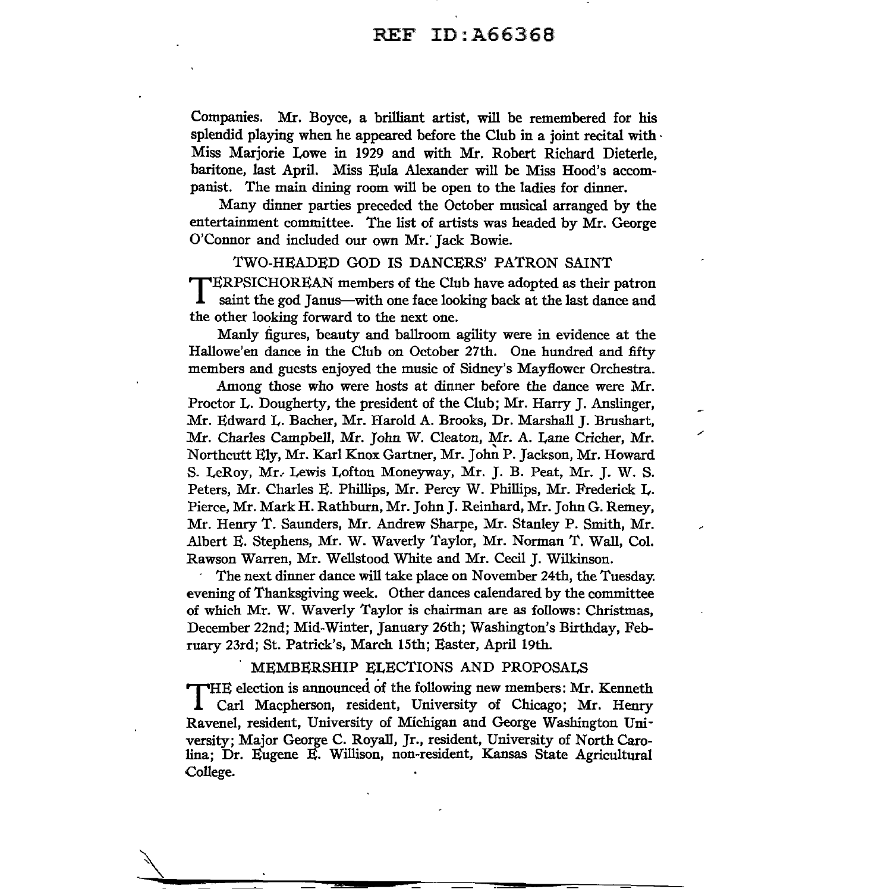Companies. Mr. Boyce, a brilliant artist, will be remembered for his splendid playing when he appeared before the Club in a joint recital with Miss Marjorie Lowe in 1929 and with Mr. Robert Richard Dieterle, baritone, last April. Miss Eula Alexander will be Miss Hood's accompanist. The main dining room will be open to the ladies for dinner.

Many dinner parties preceded the October musical arranged by the entertainment committee. The list of artists was headed by Mr. George O'Connor and included our own Mr. Jack Bowie.

## TWO-HEADED GOD IS DANCERS' PATRON SAINT

TERPSICHOREAN members of the Club have adopted as their patron saint the god Janus—with one face looking back at the last dance and the other looking forward to the next one.

Manly figures, beauty and ballroom agility were in evidence at the Hallowe'en dance in the Club on October 27th. One hundred and fifty members and guests enjoyed the music of Sidney's Mayflower Orchestra.

Among those who were hosts at dinner before the dance were Mr. Proctor L. Dougherty, the president of the Club; Mr. Harry J. Anslinger, Mr. Edward L. Bacher, Mr. Harold A. Brooks, Dr. Marshall J. Brushart, Mr. Charles Campbell, Mr. John W. Cleaton, Mr. A. Lane Cricher, Mr. Northcutt Ely, Mr. Karl Knox Gartner, Mr. John P. Jackson, Mr. Howard S. LeRoy, Mr. Lewis Lofton Moneyway, Mr. J. B. Peat, Mr. J. W. S. Peters, Mr. Charles E. Phillips, Mr. Percy W. Phillips, Mr. Frederick L. Pierce, Mr. Mark H. Rathburn, Mr. John J. Reinhard, Mr. John G. Remey, Mr. Henry T. Saunders, Mr. Andrew Sharpe, Mr. Stanley P. Smith, Mr. Albert E. Stephens, Mr. W. Waverly Taylor, Mr. Norman T. Wall, Col. Rawson Warren, Mr. Wellstood White and Mr. Cecil J. Wilkinson.

The next dinner dance will take place on November 24th, the Tuesday evening of Thanksgiving week. Other dances calendared by the committee of which Mr. W. Waverly Taylor is chairman are as follows: Christmas, December 22nd; Mid-Winter, January 26th; Washington's Birthday, February 23rd; St. Patrick's, March 15th; Easter, April 19th.

## MEMBERSHIP ELECTIONS AND PROPOSALS

THE election is announced of the following new members: Mr. Kenneth Carl Macpherson, resident, University of Chicago; Mr. Henry Ravenel, resident, University of Michigan and George Washington University; Major George C. Royall, Jr., resident, University of North Carolina; Dr. Eugene E. Willison, non-resident, Kansas State Agricultural College.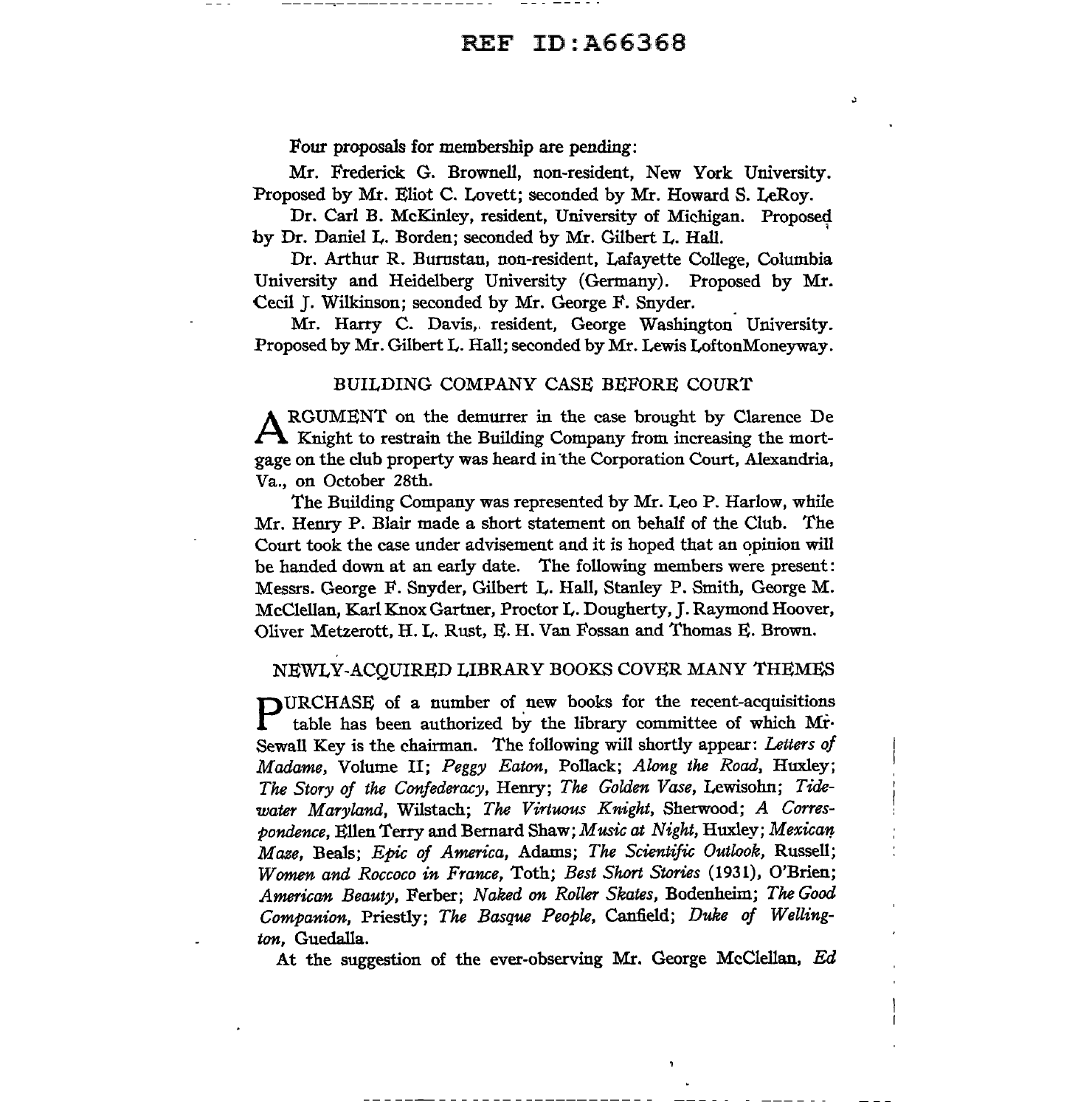Four proposals for membership are pending:

Mr. Frederick G. Brownell, non-resident, New York University. Proposed by Mr. Eliot C. Lovett; seconded by Mr. Howard S. LeRoy.

Dr. Carl B. McKinley, resident, University of Michigan. Proposed by Dr. Daniel L. Borden; seconded by Mr. Gilbert L. Hall.

Dr. Arthur R. Burnstan, non-resident, Lafayette College, Columbia University and Heidelberg University (Germany). Proposed by Mr. Cecil J. Wilkinson; seconded by Mr. George F. Snyder.

Mr. Harry C. Davis, resident, George Washington University. Proposed by Mr. Gilbert L. Hall; seconded by Mr. Lewis LoftonMoneyway.

## BUILDING COMPANY CASE BEFORE COURT

ARGUMENT on the demurrer in the case brought by Clarence De Knight to restrain the Building Company from increasing the mortgage on the club property was heard in the Corporation Court, Alexandria, Va., on October 28th.

The Building Company was represented by Mr. Leo P. Harlow, while Mr. Henry P. Blair made a short statement on behalf of the Club. The Court took the case under advisement and it is hoped that an opinion will be handed down at an early date. The following members were present: Messrs. George F. Snyder, Gilbert L. Hall, Stanley P. Smith, George M. McClellan, Karl Knox Gartner, Proctor L. Dougherty, J. Raymond Hoover, Oliver Metzerott, H. L. Rust, E. H. Van Fossan and Thomas E. Brown.

## NEWLY-ACQUIRED LIBRARY BOOKS COVER MANY THEMES

PURCHASE of a number of new books for the recent-acquisitions table has been authorized by the library committee of which Mr. Sewall Key is the chairman. The following will shortly appear: *Letters of Madame*, Volume II; *Peggy Eaton*, Pollack; *Along the Road*, Huxley; *The Story of the Confederacy*, Henry; *The Golden Vase*, Lewisohn; *Tidewater Maryland*, Wilstach; *The Virtuous Knight*, Sherwood; *A Correspondence*, Ellen Terry and Bernard Shaw; *Music at Night*, Huxley; *Mexican Maze*, Beals; *Epic of America*, Adams; *The Scientific Outlook*, Russell; *Women and Roccoco in France*, Toth; *Best Short Stories* (1931), O'Brien; *American Beauty*, Ferber; *Naked on Roller Skates*, Bodenheim; *The Good Companion*, Priestly; *The Basque People*, Canfield; *Duke of Wellington*, Guedalla.

At the suggestion of the ever-observing Mr. George McClellan, *Ed*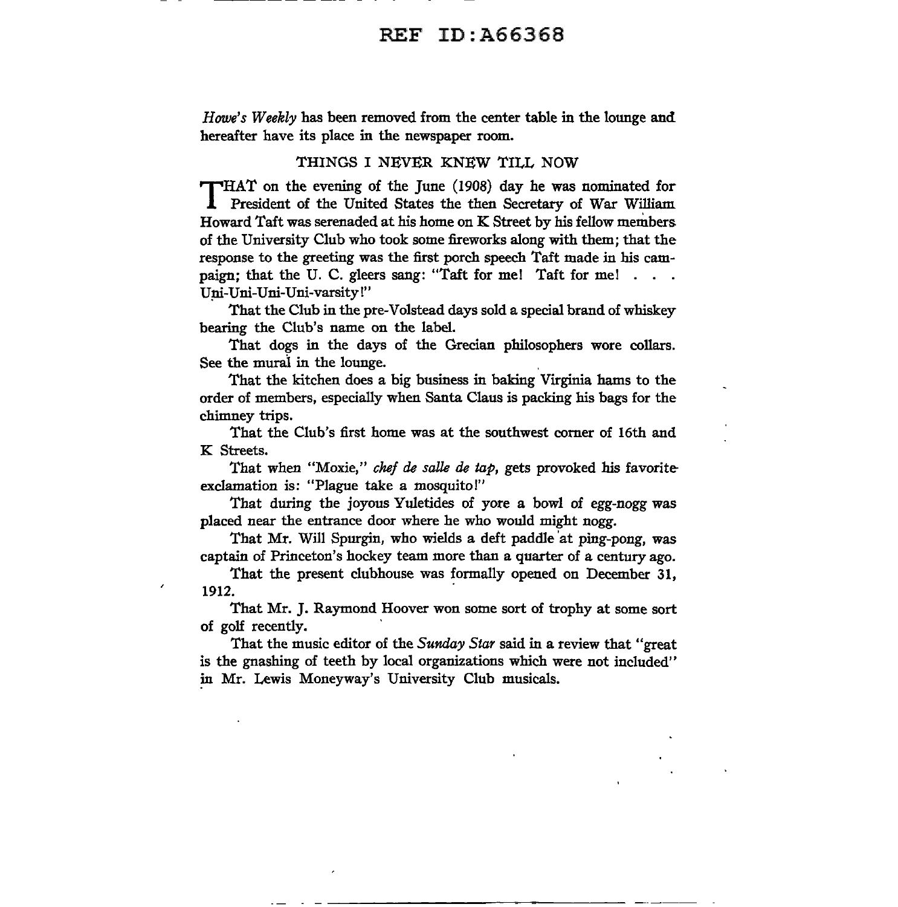*Howe's Weekly* has been removed from the center table in the lounge and hereafter have its place in the newspaper room.

## THINGS I NEVER KNEW TILL NOW

THAT on the evening of the June (1908) day he was nominated for President of the United States the then Secretary of War William Howard Taft was serenaded at his home on K Street by his fellow members of the University Club who took some fireworks along with them; that the response to the greeting was the first porch speech Taft made in his campaign; that the U. C. gleers sang: "Taft for me! Taft for me! . . . Uni-Uni-Uni-Uni-varsity!"

That the Club in the pre-Volstead days sold a special brand of whiskey bearing the Club's name on the label.

That dogs in the days of the Grecian philosophers wore collars. See the mural in the lounge.

That the kitchen does a big business in baking Virginia hams to the order of members, especially when Santa Claus is packing his bags for the chimney trips.

That the Club's first home was at the southwest corner of 16th and K Streets.

That when "Moxie," *chef de salle de tap*, gets provoked his favorite exclamation is: "Plague take a mosquito!"

That during the joyous Yuletides of yore a bowl of egg-nogg was placed near the entrance door where he who would might nogg.

That Mr. Will Spurgin, who wields a deft paddle at ping-pong, was captain of Princeton's hockey team more than a quarter of a century ago.

That the present clubhouse was formally opened on December 31, 1912.

That Mr. J. Raymond Hoover won some sort of trophy at some sort of golf recently.

That the music editor of the *Sunday Star* said in a review that "great is the gnashing of teeth by local organizations which were not included" in Mr. Lewis Moneyway's University Club musicals.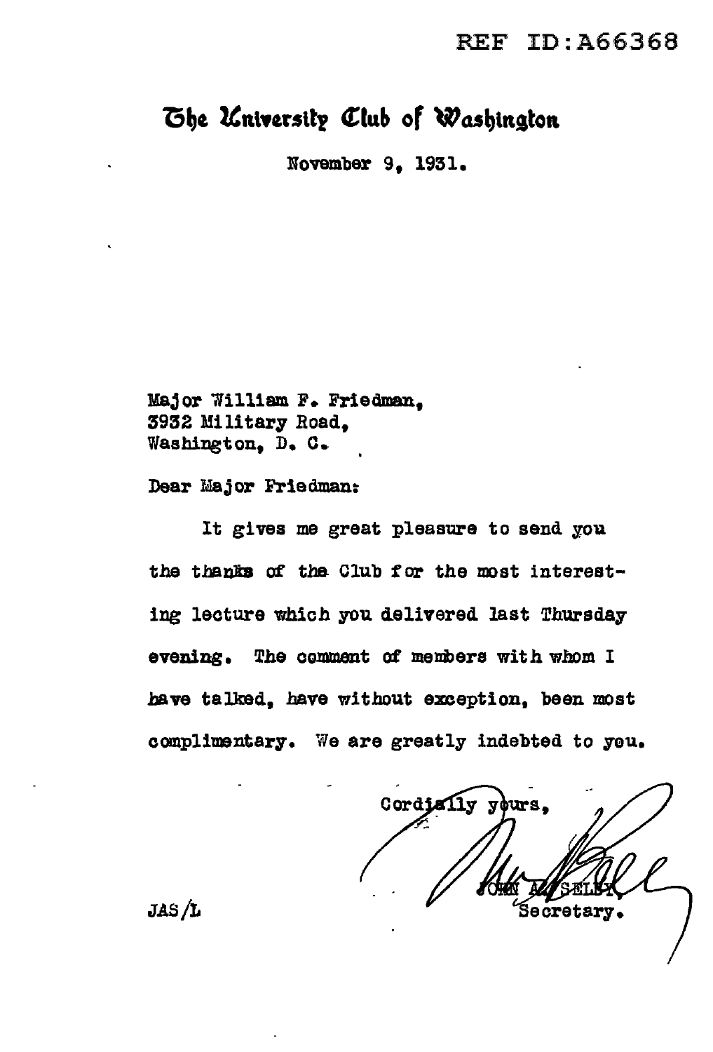REF ID:A66368

# The University Club of Washington

November 9, 1931.

Major William F. Friedman,
3932 Military Road,
Washington, D. C.

Dear Major Friedman:

It gives me great pleasure to send you the thanks of the Club for the most interesting lecture which you delivered last Thursday evening. The comment of members with whom I have talked, have without exception, been most complimentary. We are greatly indebted to you.

Cordially yours,

JOHN A. SELBY,
Secretary.

JAS/L